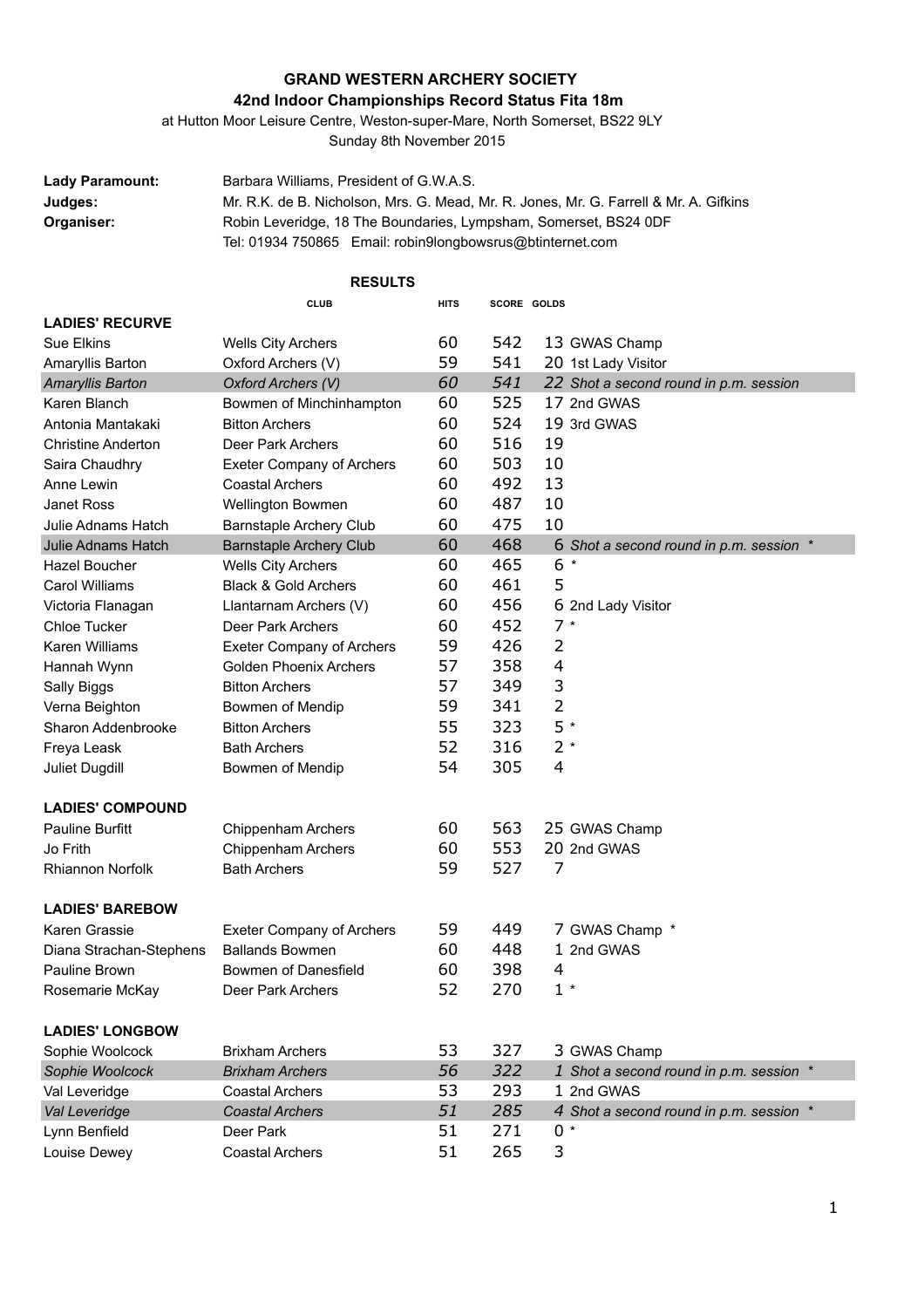# GRAND WESTERN ARCHERY SOCIETY

## 42nd Indoor Championships Record Status Fita 18m

at Hutton Moor Leisure Centre, Weston-super-Mare, North Somerset, BS22 9LY

Sunday 8th November 2015

**Lady Paramount:** Barbara Williams, President of G.W.A.S.

**Judges:** Mr. R.K. de B. Nicholson, Mrs. G. Mead, Mr. R. Jones, Mr. G. Farrell & Mr. A. Gifkins

**Organiser:** Robin Leveridge, 18 The Boundaries, Lympsham, Somerset, BS24 0DF
Tel: 01934 750865 Email: robin9longbowsrus@btinternet.com

### RESULTS

| | CLUB | HITS | SCORE | GOLDS | |
|---|---|---|---|---|---|
| **LADIES' RECURVE** | | | | | |
| Sue Elkins | Wells City Archers | 60 | 542 | 13 | GWAS Champ |
| Amaryllis Barton | Oxford Archers (V) | 59 | 541 | 20 | 1st Lady Visitor |
| *Amaryllis Barton* | *Oxford Archers (V)* | *60* | *541* | *22* | *Shot a second round in p.m. session* |
| Karen Blanch | Bowmen of Minchinhampton | 60 | 525 | 17 | 2nd GWAS |
| Antonia Mantakaki | Bitton Archers | 60 | 524 | 19 | 3rd GWAS |
| Christine Anderton | Deer Park Archers | 60 | 516 | 19 | |
| Saira Chaudhry | Exeter Company of Archers | 60 | 503 | 10 | |
| Anne Lewin | Coastal Archers | 60 | 492 | 13 | |
| Janet Ross | Wellington Bowmen | 60 | 487 | 10 | |
| Julie Adnams Hatch | Barnstaple Archery Club | 60 | 475 | 10 | |
| Julie Adnams Hatch | Barnstaple Archery Club | 60 | 468 | 6 | *Shot a second round in p.m. session* * |
| Hazel Boucher | Wells City Archers | 60 | 465 | 6 | * |
| Carol Williams | Black & Gold Archers | 60 | 461 | 5 | |
| Victoria Flanagan | Llantarnam Archers (V) | 60 | 456 | 6 | 2nd Lady Visitor |
| Chloe Tucker | Deer Park Archers | 60 | 452 | 7 | * |
| Karen Williams | Exeter Company of Archers | 59 | 426 | 2 | |
| Hannah Wynn | Golden Phoenix Archers | 57 | 358 | 4 | |
| Sally Biggs | Bitton Archers | 57 | 349 | 3 | |
| Verna Beighton | Bowmen of Mendip | 59 | 341 | 2 | |
| Sharon Addenbrooke | Bitton Archers | 55 | 323 | 5 | * |
| Freya Leask | Bath Archers | 52 | 316 | 2 | * |
| Juliet Dugdill | Bowmen of Mendip | 54 | 305 | 4 | |
| **LADIES' COMPOUND** | | | | | |
| Pauline Burfitt | Chippenham Archers | 60 | 563 | 25 | GWAS Champ |
| Jo Frith | Chippenham Archers | 60 | 553 | 20 | 2nd GWAS |
| Rhiannon Norfolk | Bath Archers | 59 | 527 | 7 | |
| **LADIES' BAREBOW** | | | | | |
| Karen Grassie | Exeter Company of Archers | 59 | 449 | 7 | GWAS Champ * |
| Diana Strachan-Stephens | Ballands Bowmen | 60 | 448 | 1 | 2nd GWAS |
| Pauline Brown | Bowmen of Danesfield | 60 | 398 | 4 | |
| Rosemarie McKay | Deer Park Archers | 52 | 270 | 1 | * |
| **LADIES' LONGBOW** | | | | | |
| Sophie Woolcock | Brixham Archers | 53 | 327 | 3 | GWAS Champ |
| *Sophie Woolcock* | *Brixham Archers* | *56* | *322* | *1* | *Shot a second round in p.m. session* * |
| Val Leveridge | Coastal Archers | 53 | 293 | 1 | 2nd GWAS |
| *Val Leveridge* | *Coastal Archers* | *51* | *285* | *4* | *Shot a second round in p.m. session* * |
| Lynn Benfield | Deer Park | 51 | 271 | 0 | * |
| Louise Dewey | Coastal Archers | 51 | 265 | 3 | |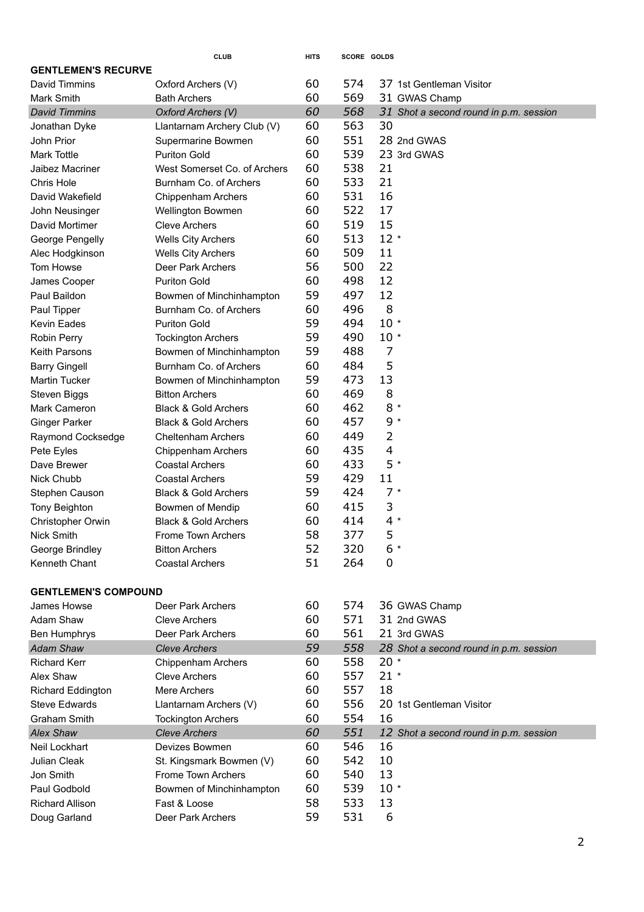| | CLUB | HITS | SCORE | GOLDS | |
|---|---|---|---|---|---|
| **GENTLEMEN'S RECURVE** | | | | | |
| David Timmins | Oxford Archers (V) | 60 | 574 | 37 | 1st Gentleman Visitor |
| Mark Smith | Bath Archers | 60 | 569 | 31 | GWAS Champ |
| *David Timmins* | *Oxford Archers (V)* | *60* | *568* | *31* | *Shot a second round in p.m. session* |
| Jonathan Dyke | Llantarnam Archery Club (V) | 60 | 563 | 30 | |
| John Prior | Supermarine Bowmen | 60 | 551 | 28 | 2nd GWAS |
| Mark Tottle | Puriton Gold | 60 | 539 | 23 | 3rd GWAS |
| Jaibez Macriner | West Somerset Co. of Archers | 60 | 538 | 21 | |
| Chris Hole | Burnham Co. of Archers | 60 | 533 | 21 | |
| David Wakefield | Chippenham Archers | 60 | 531 | 16 | |
| John Neusinger | Wellington Bowmen | 60 | 522 | 17 | |
| David Mortimer | Cleve Archers | 60 | 519 | 15 | |
| George Pengelly | Wells City Archers | 60 | 513 | 12 * | |
| Alec Hodgkinson | Wells City Archers | 60 | 509 | 11 | |
| Tom Howse | Deer Park Archers | 56 | 500 | 22 | |
| James Cooper | Puriton Gold | 60 | 498 | 12 | |
| Paul Baildon | Bowmen of Minchinhampton | 59 | 497 | 12 | |
| Paul Tipper | Burnham Co. of Archers | 60 | 496 | 8 | |
| Kevin Eades | Puriton Gold | 59 | 494 | 10 * | |
| Robin Perry | Tockington Archers | 59 | 490 | 10 * | |
| Keith Parsons | Bowmen of Minchinhampton | 59 | 488 | 7 | |
| Barry Gingell | Burnham Co. of Archers | 60 | 484 | 5 | |
| Martin Tucker | Bowmen of Minchinhampton | 59 | 473 | 13 | |
| Steven Biggs | Bitton Archers | 60 | 469 | 8 | |
| Mark Cameron | Black & Gold Archers | 60 | 462 | 8 * | |
| Ginger Parker | Black & Gold Archers | 60 | 457 | 9 * | |
| Raymond Cocksedge | Cheltenham Archers | 60 | 449 | 2 | |
| Pete Eyles | Chippenham Archers | 60 | 435 | 4 | |
| Dave Brewer | Coastal Archers | 60 | 433 | 5 * | |
| Nick Chubb | Coastal Archers | 59 | 429 | 11 | |
| Stephen Causon | Black & Gold Archers | 59 | 424 | 7 * | |
| Tony Beighton | Bowmen of Mendip | 60 | 415 | 3 | |
| Christopher Orwin | Black & Gold Archers | 60 | 414 | 4 * | |
| Nick Smith | Frome Town Archers | 58 | 377 | 5 | |
| George Brindley | Bitton Archers | 52 | 320 | 6 * | |
| Kenneth Chant | Coastal Archers | 51 | 264 | 0 | |
| | | | | | |
| **GENTLEMEN'S COMPOUND** | | | | | |
| James Howse | Deer Park Archers | 60 | 574 | 36 | GWAS Champ |
| Adam Shaw | Cleve Archers | 60 | 571 | 31 | 2nd GWAS |
| Ben Humphrys | Deer Park Archers | 60 | 561 | 21 | 3rd GWAS |
| *Adam Shaw* | *Cleve Archers* | *59* | *558* | *28* | *Shot a second round in p.m. session* |
| Richard Kerr | Chippenham Archers | 60 | 558 | 20 * | |
| Alex Shaw | Cleve Archers | 60 | 557 | 21 * | |
| Richard Eddington | Mere Archers | 60 | 557 | 18 | |
| Steve Edwards | Llantarnam Archers (V) | 60 | 556 | 20 | 1st Gentleman Visitor |
| Graham Smith | Tockington Archers | 60 | 554 | 16 | |
| *Alex Shaw* | *Cleve Archers* | *60* | *551* | *12* | *Shot a second round in p.m. session* |
| Neil Lockhart | Devizes Bowmen | 60 | 546 | 16 | |
| Julian Cleak | St. Kingsmark Bowmen (V) | 60 | 542 | 10 | |
| Jon Smith | Frome Town Archers | 60 | 540 | 13 | |
| Paul Godbold | Bowmen of Minchinhampton | 60 | 539 | 10 * | |
| Richard Allison | Fast & Loose | 58 | 533 | 13 | |
| Doug Garland | Deer Park Archers | 59 | 531 | 6 | |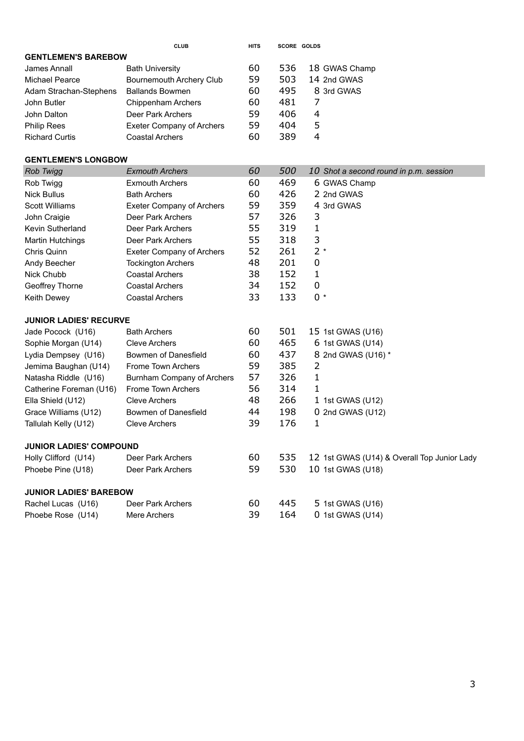| | CLUB | HITS | SCORE | GOLDS | |
|---|---|---|---|---|---|
| **GENTLEMEN'S BAREBOW** | | | | | |
| James Annall | Bath University | 60 | 536 | 18 | GWAS Champ |
| Michael Pearce | Bournemouth Archery Club | 59 | 503 | 14 | 2nd GWAS |
| Adam Strachan-Stephens | Ballands Bowmen | 60 | 495 | 8 | 3rd GWAS |
| John Butler | Chippenham Archers | 60 | 481 | 7 | |
| John Dalton | Deer Park Archers | 59 | 406 | 4 | |
| Philip Rees | Exeter Company of Archers | 59 | 404 | 5 | |
| Richard Curtis | Coastal Archers | 60 | 389 | 4 | |
| **GENTLEMEN'S LONGBOW** | | | | | |
| *Rob Twigg* | *Exmouth Archers* | *60* | *500* | *10* | *Shot a second round in p.m. session* |
| Rob Twigg | Exmouth Archers | 60 | 469 | 6 | GWAS Champ |
| Nick Bullus | Bath Archers | 60 | 426 | 2 | 2nd GWAS |
| Scott Williams | Exeter Company of Archers | 59 | 359 | 4 | 3rd GWAS |
| John Craigie | Deer Park Archers | 57 | 326 | 3 | |
| Kevin Sutherland | Deer Park Archers | 55 | 319 | 1 | |
| Martin Hutchings | Deer Park Archers | 55 | 318 | 3 | |
| Chris Quinn | Exeter Company of Archers | 52 | 261 | 2 * | |
| Andy Beecher | Tockington Archers | 48 | 201 | 0 | |
| Nick Chubb | Coastal Archers | 38 | 152 | 1 | |
| Geoffrey Thorne | Coastal Archers | 34 | 152 | 0 | |
| Keith Dewey | Coastal Archers | 33 | 133 | 0 * | |
| **JUNIOR LADIES' RECURVE** | | | | | |
| Jade Pocock (U16) | Bath Archers | 60 | 501 | 15 | 1st GWAS (U16) |
| Sophie Morgan (U14) | Cleve Archers | 60 | 465 | 6 | 1st GWAS (U14) |
| Lydia Dempsey (U16) | Bowmen of Danesfield | 60 | 437 | 8 | 2nd GWAS (U16) * |
| Jemima Baughan (U14) | Frome Town Archers | 59 | 385 | 2 | |
| Natasha Riddle (U16) | Burnham Company of Archers | 57 | 326 | 1 | |
| Catherine Foreman (U16) | Frome Town Archers | 56 | 314 | 1 | |
| Ella Shield (U12) | Cleve Archers | 48 | 266 | 1 | 1st GWAS (U12) |
| Grace Williams (U12) | Bowmen of Danesfield | 44 | 198 | 0 | 2nd GWAS (U12) |
| Tallulah Kelly (U12) | Cleve Archers | 39 | 176 | 1 | |
| **JUNIOR LADIES' COMPOUND** | | | | | |
| Holly Clifford (U14) | Deer Park Archers | 60 | 535 | 12 | 1st GWAS (U14) & Overall Top Junior Lady |
| Phoebe Pine (U18) | Deer Park Archers | 59 | 530 | 10 | 1st GWAS (U18) |
| **JUNIOR LADIES' BAREBOW** | | | | | |
| Rachel Lucas (U16) | Deer Park Archers | 60 | 445 | 5 | 1st GWAS (U16) |
| Phoebe Rose (U14) | Mere Archers | 39 | 164 | 0 | 1st GWAS (U14) |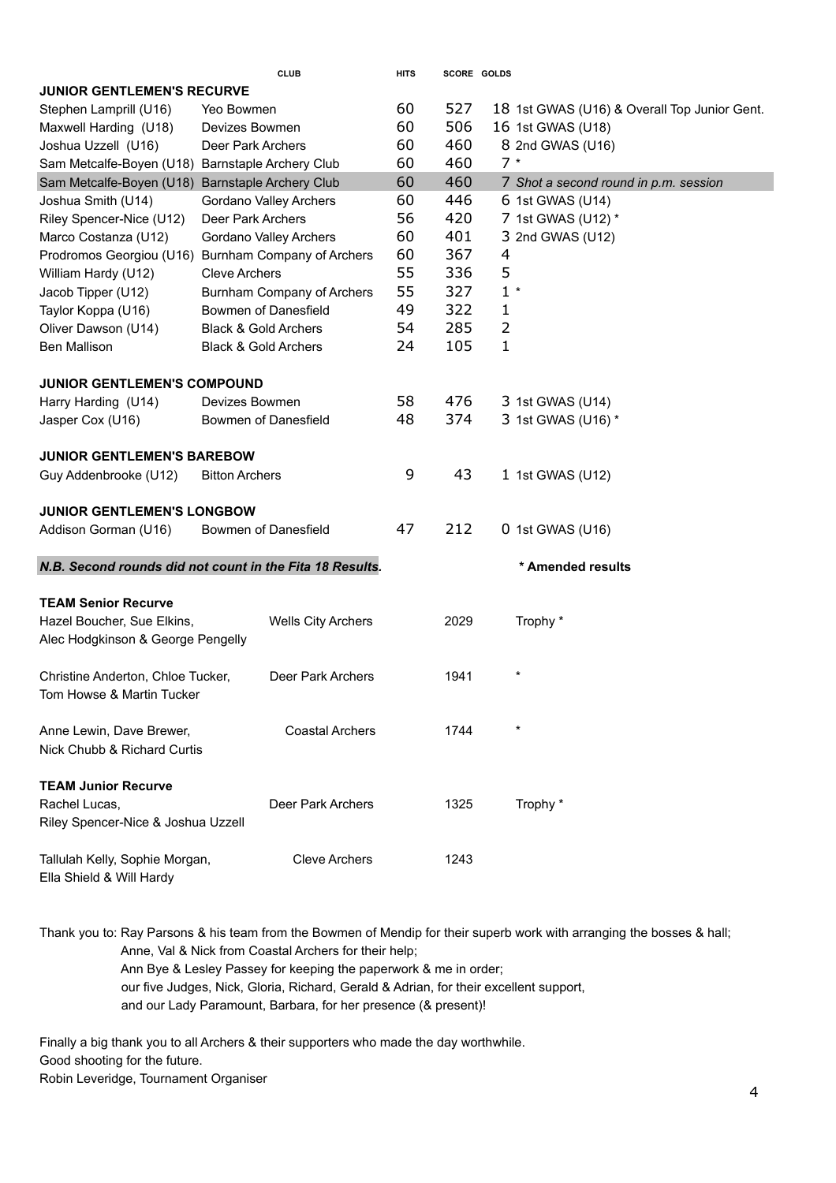| | CLUB | HITS | SCORE | GOLDS | |
|---|---|---|---|---|---|
| **JUNIOR GENTLEMEN'S RECURVE** | | | | | |
| Stephen Lamprill (U16) | Yeo Bowmen | 60 | 527 | 18 | 1st GWAS (U16) & Overall Top Junior Gent. |
| Maxwell Harding (U18) | Devizes Bowmen | 60 | 506 | 16 | 1st GWAS (U18) |
| Joshua Uzzell (U16) | Deer Park Archers | 60 | 460 | 8 | 2nd GWAS (U16) |
| Sam Metcalfe-Boyen (U18) | Barnstaple Archery Club | 60 | 460 | 7 * | |
| Sam Metcalfe-Boyen (U18) | Barnstaple Archery Club | 60 | 460 | 7 | *Shot a second round in p.m. session* |
| Joshua Smith (U14) | Gordano Valley Archers | 60 | 446 | 6 | 1st GWAS (U14) |
| Riley Spencer-Nice (U12) | Deer Park Archers | 56 | 420 | 7 | 1st GWAS (U12) * |
| Marco Costanza (U12) | Gordano Valley Archers | 60 | 401 | 3 | 2nd GWAS (U12) |
| Prodromos Georgiou (U16) | Burnham Company of Archers | 60 | 367 | 4 | |
| William Hardy (U12) | Cleve Archers | 55 | 336 | 5 | |
| Jacob Tipper (U12) | Burnham Company of Archers | 55 | 327 | 1 * | |
| Taylor Koppa (U16) | Bowmen of Danesfield | 49 | 322 | 1 | |
| Oliver Dawson (U14) | Black & Gold Archers | 54 | 285 | 2 | |
| Ben Mallison | Black & Gold Archers | 24 | 105 | 1 | |
| **JUNIOR GENTLEMEN'S COMPOUND** | | | | | |
| Harry Harding (U14) | Devizes Bowmen | 58 | 476 | 3 | 1st GWAS (U14) |
| Jasper Cox (U16) | Bowmen of Danesfield | 48 | 374 | 3 | 1st GWAS (U16) * |
| **JUNIOR GENTLEMEN'S BAREBOW** | | | | | |
| Guy Addenbrooke (U12) | Bitton Archers | 9 | 43 | 1 | 1st GWAS (U12) |
| **JUNIOR GENTLEMEN'S LONGBOW** | | | | | |
| Addison Gorman (U16) | Bowmen of Danesfield | 47 | 212 | 0 | 1st GWAS (U16) |

***N.B. Second rounds did not count in the Fita 18 Results.***

**\* Amended results**

| | CLUB | SCORE | |
|---|---|---|---|
| **TEAM Senior Recurve** | | | |
| Hazel Boucher, Sue Elkins, Alec Hodgkinson & George Pengelly | Wells City Archers | 2029 | Trophy * |
| Christine Anderton, Chloe Tucker, Tom Howse & Martin Tucker | Deer Park Archers | 1941 | * |
| Anne Lewin, Dave Brewer, Nick Chubb & Richard Curtis | Coastal Archers | 1744 | * |
| **TEAM Junior Recurve** | | | |
| Rachel Lucas, Riley Spencer-Nice & Joshua Uzzell | Deer Park Archers | 1325 | Trophy * |
| Tallulah Kelly, Sophie Morgan, Ella Shield & Will Hardy | Cleve Archers | 1243 | |

Thank you to: Ray Parsons & his team from the Bowmen of Mendip for their superb work with arranging the bosses & hall;
Anne, Val & Nick from Coastal Archers for their help;
Ann Bye & Lesley Passey for keeping the paperwork & me in order;
our five Judges, Nick, Gloria, Richard, Gerald & Adrian, for their excellent support,
and our Lady Paramount, Barbara, for her presence (& present)!

Finally a big thank you to all Archers & their supporters who made the day worthwhile.
Good shooting for the future.
Robin Leveridge, Tournament Organiser